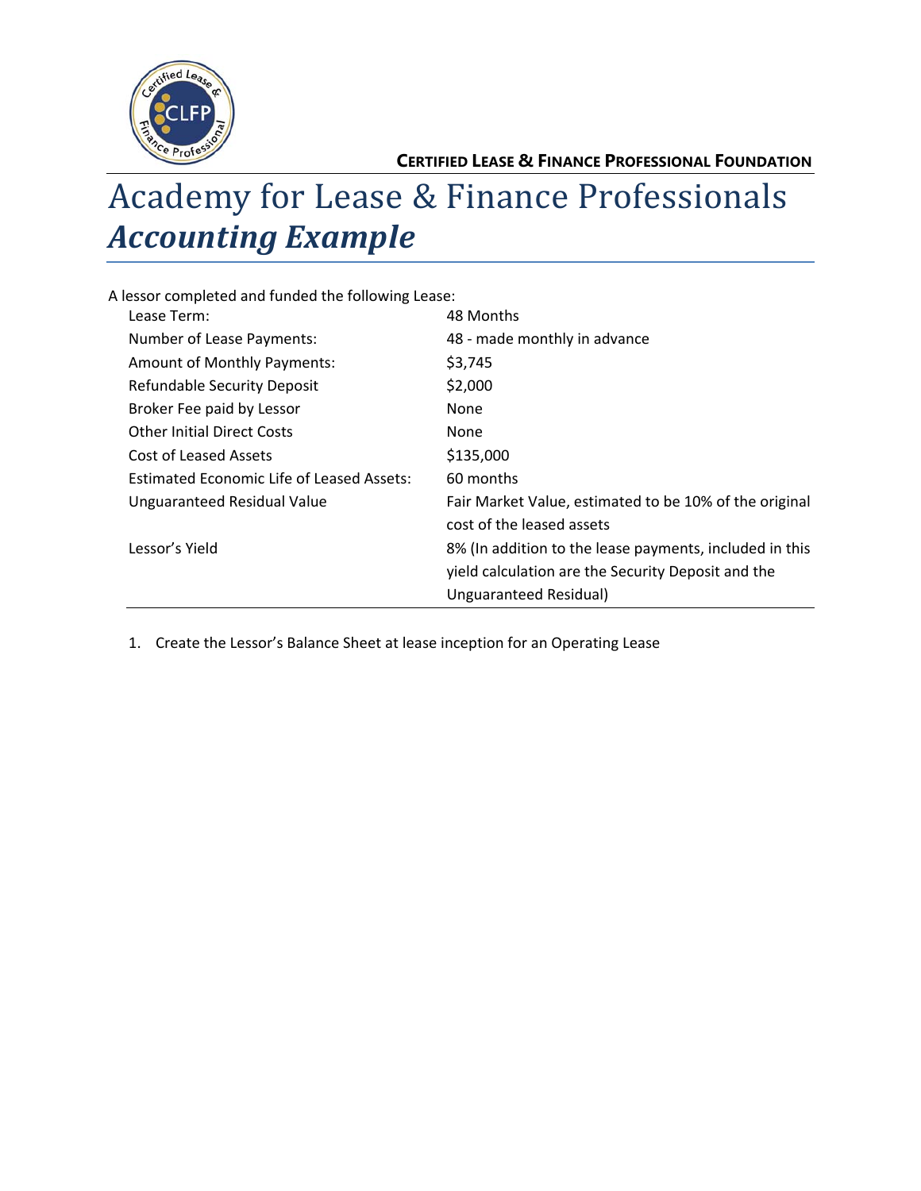**CERTIFIED LEASE & FINANCE PROFESSIONAL FOUNDATION**

# Academy for Lease & Finance Professionals
## *Accounting Example*

A lessor completed and funded the following Lease:

| | |
|---|---|
| Lease Term: | 48 Months |
| Number of Lease Payments: | 48 - made monthly in advance |
| Amount of Monthly Payments: | $3,745 |
| Refundable Security Deposit | $2,000 |
| Broker Fee paid by Lessor | None |
| Other Initial Direct Costs | None |
| Cost of Leased Assets | $135,000 |
| Estimated Economic Life of Leased Assets: | 60 months |
| Unguaranteed Residual Value | Fair Market Value, estimated to be 10% of the original cost of the leased assets |
| Lessor's Yield | 8% (In addition to the lease payments, included in this yield calculation are the Security Deposit and the Unguaranteed Residual) |

1. Create the Lessor's Balance Sheet at lease inception for an Operating Lease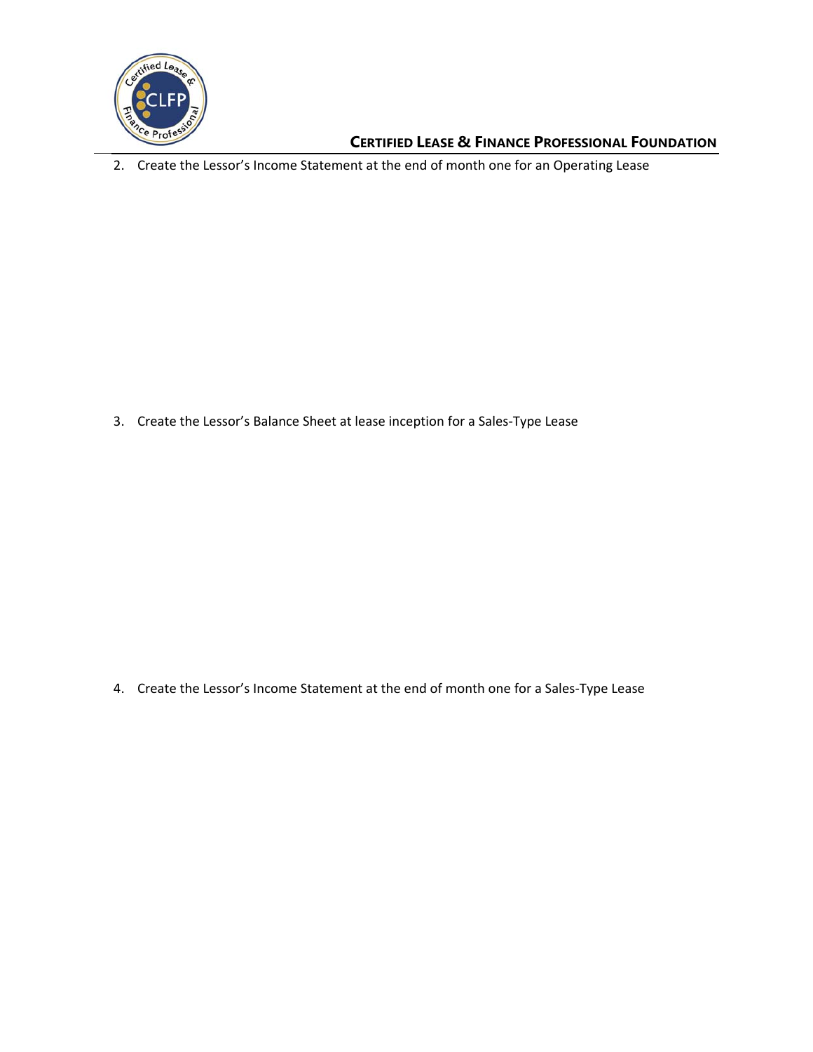2. Create the Lessor's Income Statement at the end of month one for an Operating Lease

3. Create the Lessor's Balance Sheet at lease inception for a Sales-Type Lease

4. Create the Lessor's Income Statement at the end of month one for a Sales-Type Lease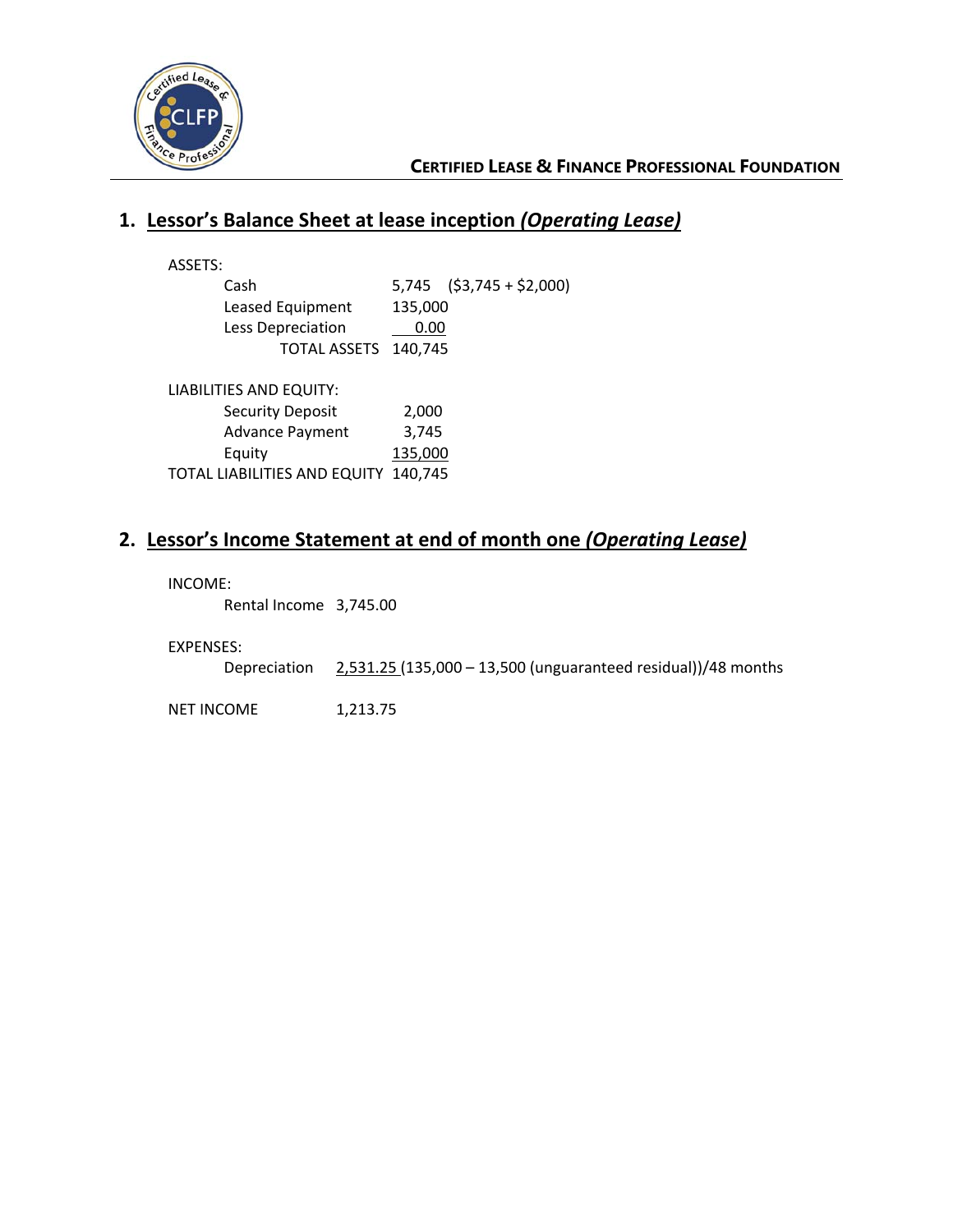## 1. Lessor's Balance Sheet at lease inception *(Operating Lease)*

ASSETS:

| | | |
|---|---|---|
| Cash | 5,745 | ($3,745 + $2,000) |
| Leased Equipment | 135,000 | |
| Less Depreciation | 0.00 | |
| TOTAL ASSETS | 140,745 | |

LIABILITIES AND EQUITY:

| | |
|---|---|
| Security Deposit | 2,000 |
| Advance Payment | 3,745 |
| Equity | 135,000 |
| TOTAL LIABILITIES AND EQUITY | 140,745 |

## 2. Lessor's Income Statement at end of month one *(Operating Lease)*

INCOME:

| | | |
|---|---|---|
| Rental Income | 3,745.00 | |

EXPENSES:

| | | |
|---|---|---|
| Depreciation | 2,531.25 | (135,000 – 13,500 (unguaranteed residual))/48 months |

| | |
|---|---|
| NET INCOME | 1,213.75 |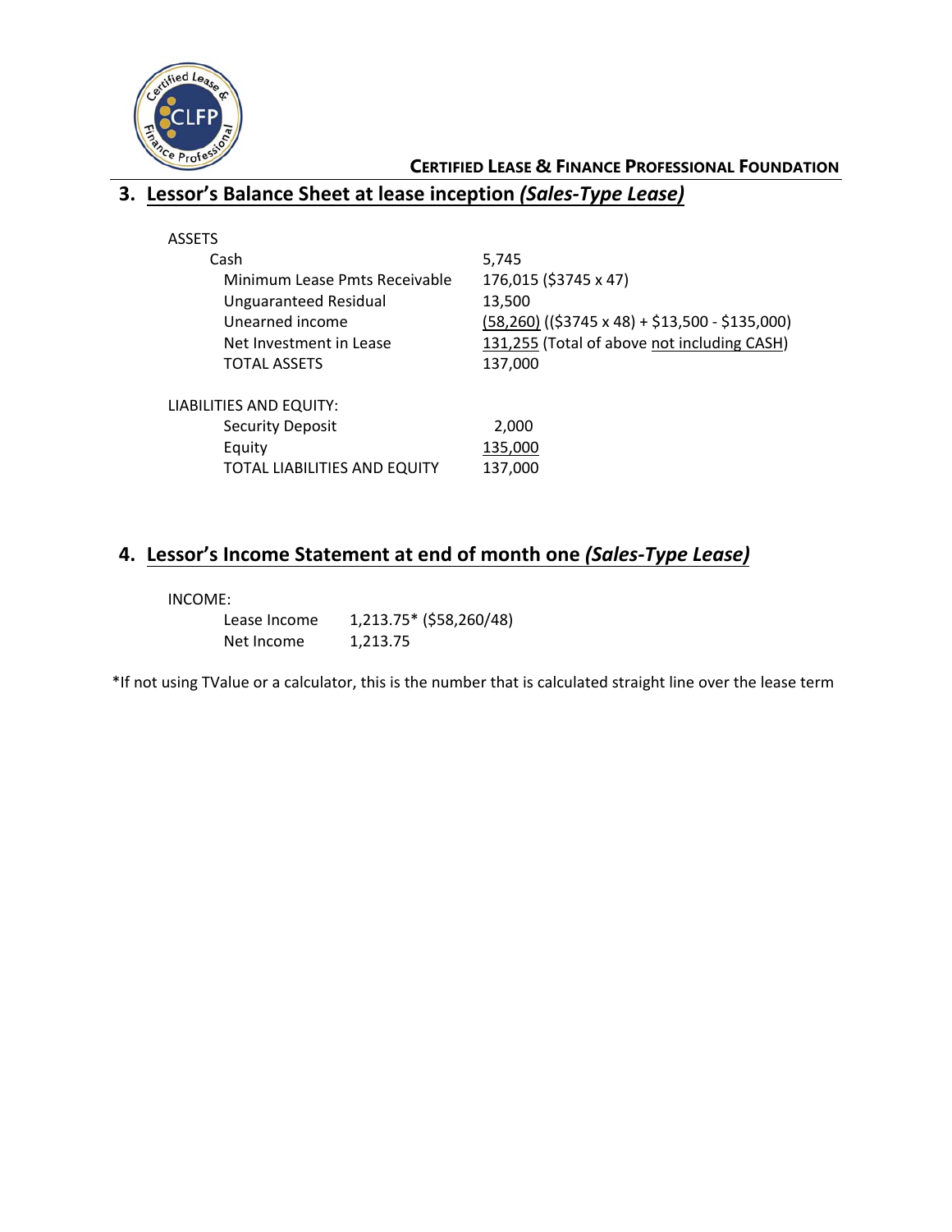## 3. Lessor's Balance Sheet at lease inception *(Sales-Type Lease)*

| | |
|---|---|
| ASSETS | |
| Cash | 5,745 |
| Minimum Lease Pmts Receivable | 176,015 ($3745 x 47) |
| Unguaranteed Residual | 13,500 |
| Unearned income | (58,260) (($3745 x 48) + $13,500 - $135,000) |
| Net Investment in Lease | 131,255 (Total of above not including CASH) |
| TOTAL ASSETS | 137,000 |
| | |
| LIABILITIES AND EQUITY: | |
| Security Deposit | 2,000 |
| Equity | 135,000 |
| TOTAL LIABILITIES AND EQUITY | 137,000 |

## 4. Lessor's Income Statement at end of month one *(Sales-Type Lease)*

| | |
|---|---|
| INCOME: | |
| Lease Income | 1,213.75* ($58,260/48) |
| Net Income | 1,213.75 |

*If not using TValue or a calculator, this is the number that is calculated straight line over the lease term